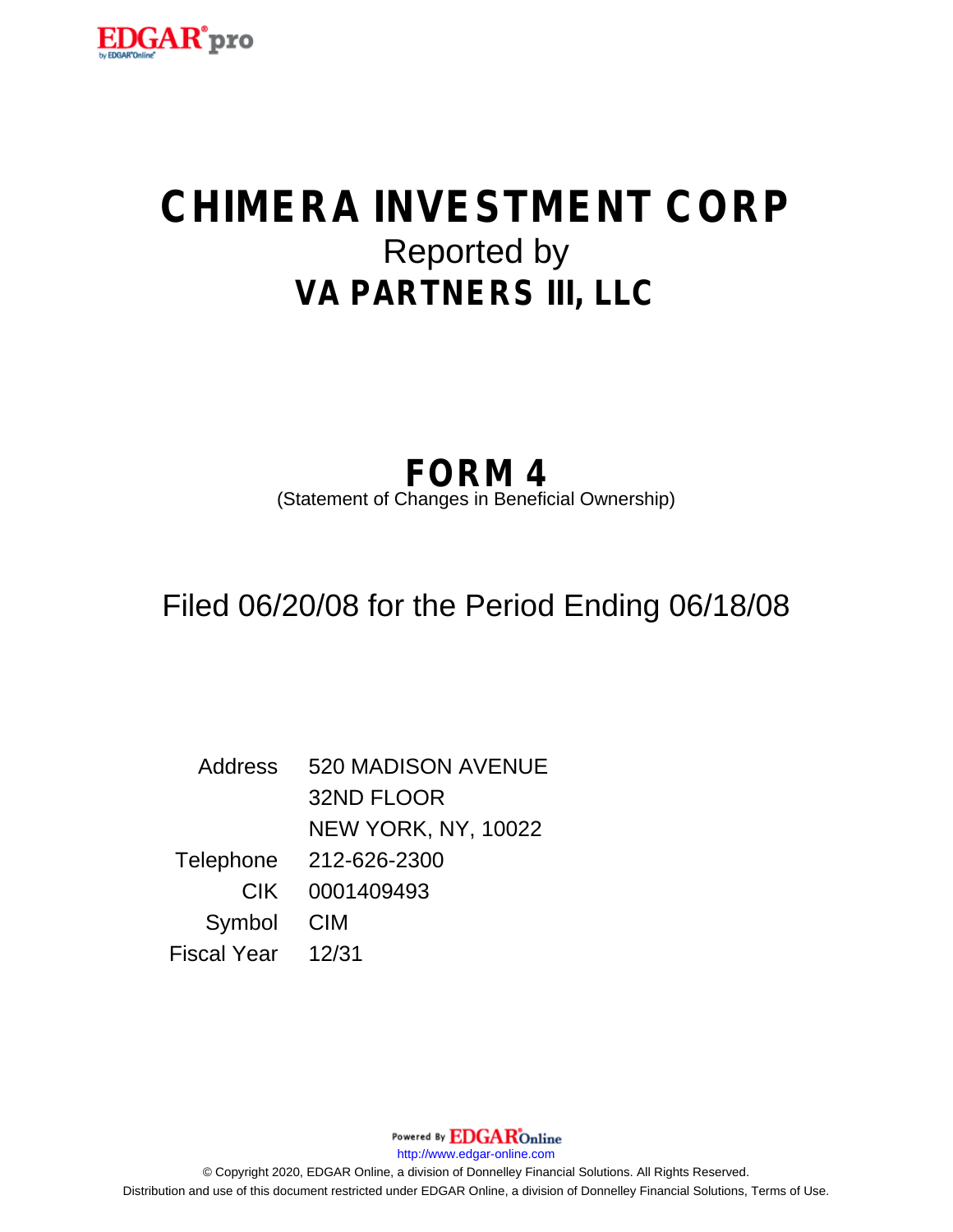# CHIMERA INVESTMENT CORP

Reported by

## VA PARTNERS III, LLC

## FORM 4

(Statement of Changes in Beneficial Ownership)

Filed 06/20/08 for the Period Ending 06/18/08

| | |
|---|---|
| Address | 520 MADISON AVENUE<br>32ND FLOOR<br>NEW YORK, NY, 10022 |
| Telephone | 212-626-2300 |
| CIK | 0001409493 |
| Symbol | CIM |
| Fiscal Year | 12/31 |

Powered By EDGAR Online

http://www.edgar-online.com

© Copyright 2020, EDGAR Online, a division of Donnelley Financial Solutions. All Rights Reserved.
Distribution and use of this document restricted under EDGAR Online, a division of Donnelley Financial Solutions, Terms of Use.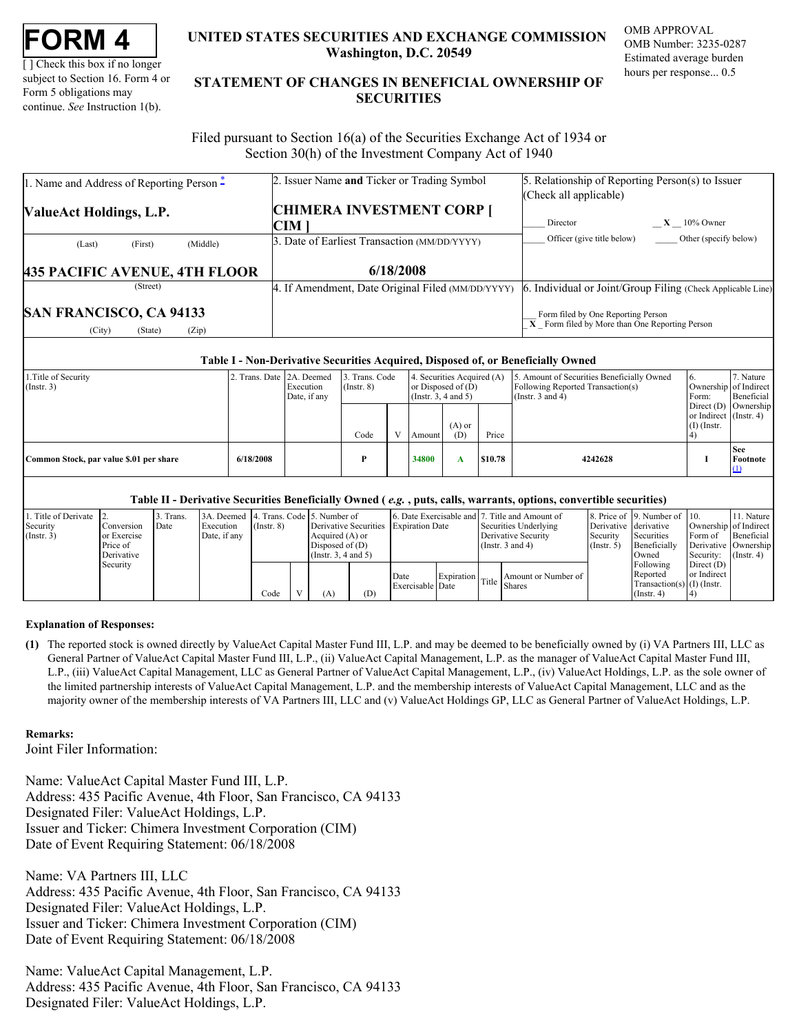# FORM 4

[ ] Check this box if no longer subject to Section 16. Form 4 or Form 5 obligations may continue. *See* Instruction 1(b).

**UNITED STATES SECURITIES AND EXCHANGE COMMISSION**
**Washington, D.C. 20549**

**STATEMENT OF CHANGES IN BENEFICIAL OWNERSHIP OF SECURITIES**

OMB APPROVAL
OMB Number: 3235-0287
Estimated average burden hours per response... 0.5

Filed pursuant to Section 16(a) of the Securities Exchange Act of 1934 or Section 30(h) of the Investment Company Act of 1940

| 1. Name and Address of Reporting Person * | 2. Issuer Name **and** Ticker or Trading Symbol | 5. Relationship of Reporting Person(s) to Issuer (Check all applicable) |
|---|---|---|
| **ValueAct Holdings, L.P.** | **CHIMERA INVESTMENT CORP [ CIM ]** | ___ Director  _X_ 10% Owner |
| (Last) (First) (Middle) | 3. Date of Earliest Transaction (MM/DD/YYYY) | ___ Officer (give title below)  ___ Other (specify below) |
| **435 PACIFIC AVENUE, 4TH FLOOR** | **6/18/2008** | |
| (Street) | 4. If Amendment, Date Original Filed (MM/DD/YYYY) | 6. Individual or Joint/Group Filing (Check Applicable Line) |
| **SAN FRANCISCO, CA 94133** | | ___ Form filed by One Reporting Person  _X_ Form filed by More than One Reporting Person |
| (City) (State) (Zip) | | |

**Table I - Non-Derivative Securities Acquired, Disposed of, or Beneficially Owned**

| 1.Title of Security (Instr. 3) | 2. Trans. Date | 2A. Deemed Execution Date, if any | 3. Trans. Code (Instr. 8) | | 4. Securities Acquired (A) or Disposed of (D) (Instr. 3, 4 and 5) | | | 5. Amount of Securities Beneficially Owned Following Reported Transaction(s) (Instr. 3 and 4) | 6. Ownership Form: Direct (D) or Indirect (I) (Instr. 4) | 7. Nature of Indirect Beneficial Ownership (Instr. 4) |
|---|---|---|---|---|---|---|---|---|---|---|
| | | | Code | V | Amount | (A) or (D) | Price | | | |
| **Common Stock, par value $.01 per share** | **6/18/2008** | | **P** | | **34800** | **A** | **$10.78** | **4242628** | **I** | **See Footnote (1)** |

**Table II - Derivative Securities Beneficially Owned (** ***e.g.*** **, puts, calls, warrants, options, convertible securities)**

| 1. Title of Derivate Security (Instr. 3) | 2. Conversion or Exercise Price of Derivative Security | 3. Trans. Date | 3A. Deemed Execution Date, if any | 4. Trans. Code (Instr. 8) | | 5. Number of Derivative Securities Acquired (A) or Disposed of (D) (Instr. 3, 4 and 5) | | 6. Date Exercisable and Expiration Date | | 7. Title and Amount of Securities Underlying Derivative Security (Instr. 3 and 4) | | 8. Price of Derivative Security (Instr. 5) | 9. Number of derivative Securities Beneficially Owned Following Reported Transaction(s) (Instr. 4) | 10. Ownership Form of Derivative Security: Direct (D) or Indirect (I) (Instr. 4) | 11. Nature of Indirect Beneficial Ownership (Instr. 4) |
|---|---|---|---|---|---|---|---|---|---|---|---|---|---|---|---|
| | | | | Code | V | (A) | (D) | Date Exercisable | Expiration Date | Title | Amount or Number of Shares | | | | |

**Explanation of Responses:**

**(1)** The reported stock is owned directly by ValueAct Capital Master Fund III, L.P. and may be deemed to be beneficially owned by (i) VA Partners III, LLC as General Partner of ValueAct Capital Master Fund III, L.P., (ii) ValueAct Capital Management, L.P. as the manager of ValueAct Capital Master Fund III, L.P., (iii) ValueAct Capital Management, LLC as General Partner of ValueAct Capital Management, L.P., (iv) ValueAct Holdings, L.P. as the sole owner of the limited partnership interests of ValueAct Capital Management, L.P. and the membership interests of ValueAct Capital Management, LLC and as the majority owner of the membership interests of VA Partners III, LLC and (v) ValueAct Holdings GP, LLC as General Partner of ValueAct Holdings, L.P.

**Remarks:**

Joint Filer Information:

Name: ValueAct Capital Master Fund III, L.P.
Address: 435 Pacific Avenue, 4th Floor, San Francisco, CA 94133
Designated Filer: ValueAct Holdings, L.P.
Issuer and Ticker: Chimera Investment Corporation (CIM)
Date of Event Requiring Statement: 06/18/2008

Name: VA Partners III, LLC
Address: 435 Pacific Avenue, 4th Floor, San Francisco, CA 94133
Designated Filer: ValueAct Holdings, L.P.
Issuer and Ticker: Chimera Investment Corporation (CIM)
Date of Event Requiring Statement: 06/18/2008

Name: ValueAct Capital Management, L.P.
Address: 435 Pacific Avenue, 4th Floor, San Francisco, CA 94133
Designated Filer: ValueAct Holdings, L.P.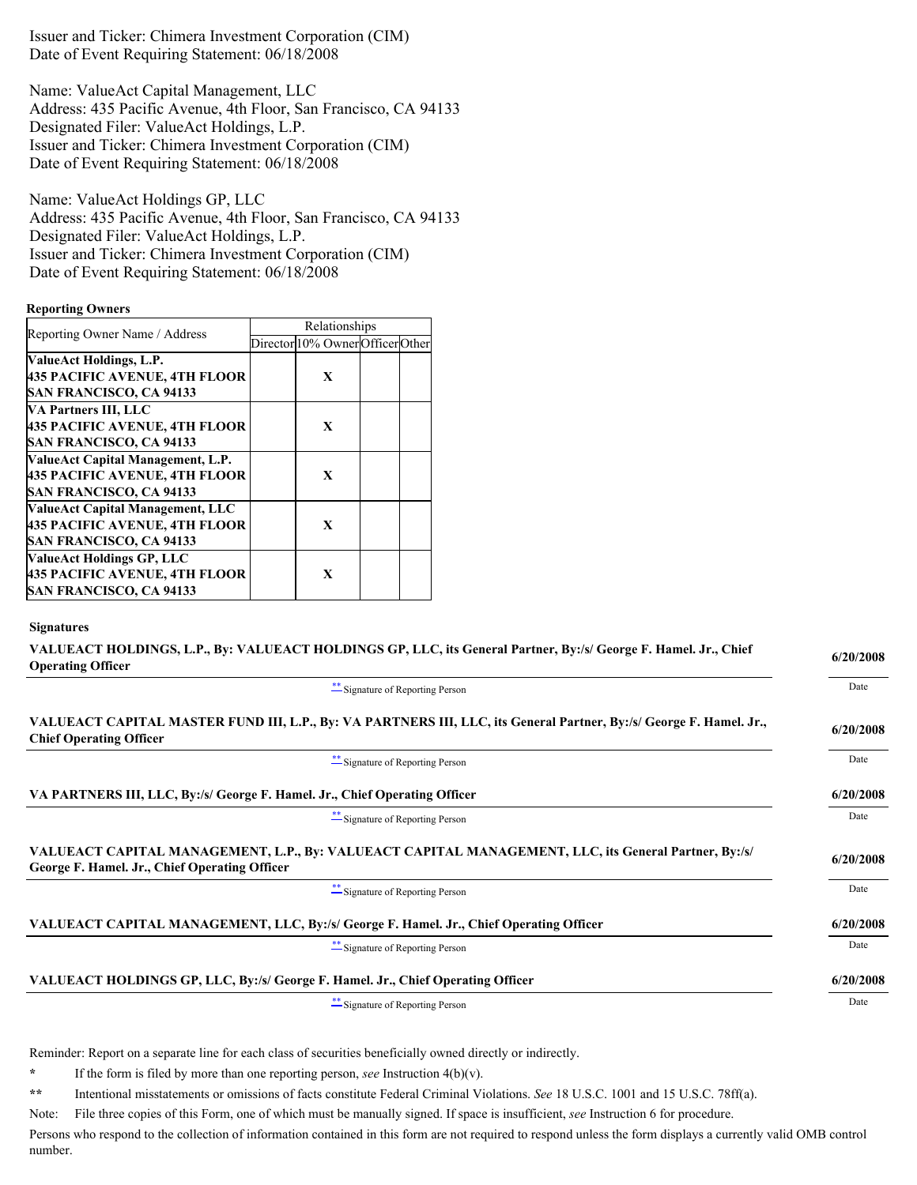Issuer and Ticker: Chimera Investment Corporation (CIM)
Date of Event Requiring Statement: 06/18/2008

Name: ValueAct Capital Management, LLC
Address: 435 Pacific Avenue, 4th Floor, San Francisco, CA 94133
Designated Filer: ValueAct Holdings, L.P.
Issuer and Ticker: Chimera Investment Corporation (CIM)
Date of Event Requiring Statement: 06/18/2008

Name: ValueAct Holdings GP, LLC
Address: 435 Pacific Avenue, 4th Floor, San Francisco, CA 94133
Designated Filer: ValueAct Holdings, L.P.
Issuer and Ticker: Chimera Investment Corporation (CIM)
Date of Event Requiring Statement: 06/18/2008

**Reporting Owners**

| Reporting Owner Name / Address | Relationships | | | |
|---|---|---|---|---|
| | Director | 10% Owner | Officer | Other |
| **ValueAct Holdings, L.P.**<br>**435 PACIFIC AVENUE, 4TH FLOOR**<br>**SAN FRANCISCO, CA 94133** | | X | | |
| **VA Partners III, LLC**<br>**435 PACIFIC AVENUE, 4TH FLOOR**<br>**SAN FRANCISCO, CA 94133** | | X | | |
| **ValueAct Capital Management, L.P.**<br>**435 PACIFIC AVENUE, 4TH FLOOR**<br>**SAN FRANCISCO, CA 94133** | | X | | |
| **ValueAct Capital Management, LLC**<br>**435 PACIFIC AVENUE, 4TH FLOOR**<br>**SAN FRANCISCO, CA 94133** | | X | | |
| **ValueAct Holdings GP, LLC**<br>**435 PACIFIC AVENUE, 4TH FLOOR**<br>**SAN FRANCISCO, CA 94133** | | X | | |

**Signatures**

| Signature | Date |
|---|---|
| **VALUEACT HOLDINGS, L.P., By: VALUEACT HOLDINGS GP, LLC, its General Partner, By:/s/ George F. Hamel. Jr., Chief Operating Officer** | **6/20/2008** |
| ** Signature of Reporting Person | Date |
| **VALUEACT CAPITAL MASTER FUND III, L.P., By: VA PARTNERS III, LLC, its General Partner, By:/s/ George F. Hamel. Jr., Chief Operating Officer** | **6/20/2008** |
| ** Signature of Reporting Person | Date |
| **VA PARTNERS III, LLC, By:/s/ George F. Hamel. Jr., Chief Operating Officer** | **6/20/2008** |
| ** Signature of Reporting Person | Date |
| **VALUEACT CAPITAL MANAGEMENT, L.P., By: VALUEACT CAPITAL MANAGEMENT, LLC, its General Partner, By:/s/ George F. Hamel. Jr., Chief Operating Officer** | **6/20/2008** |
| ** Signature of Reporting Person | Date |
| **VALUEACT CAPITAL MANAGEMENT, LLC, By:/s/ George F. Hamel. Jr., Chief Operating Officer** | **6/20/2008** |
| ** Signature of Reporting Person | Date |
| **VALUEACT HOLDINGS GP, LLC, By:/s/ George F. Hamel. Jr., Chief Operating Officer** | **6/20/2008** |
| ** Signature of Reporting Person | Date |

Reminder: Report on a separate line for each class of securities beneficially owned directly or indirectly.

\* If the form is filed by more than one reporting person, *see* Instruction 4(b)(v).

** Intentional misstatements or omissions of facts constitute Federal Criminal Violations. *See* 18 U.S.C. 1001 and 15 U.S.C. 78ff(a).

Note: File three copies of this Form, one of which must be manually signed. If space is insufficient, *see* Instruction 6 for procedure.

Persons who respond to the collection of information contained in this form are not required to respond unless the form displays a currently valid OMB control number.